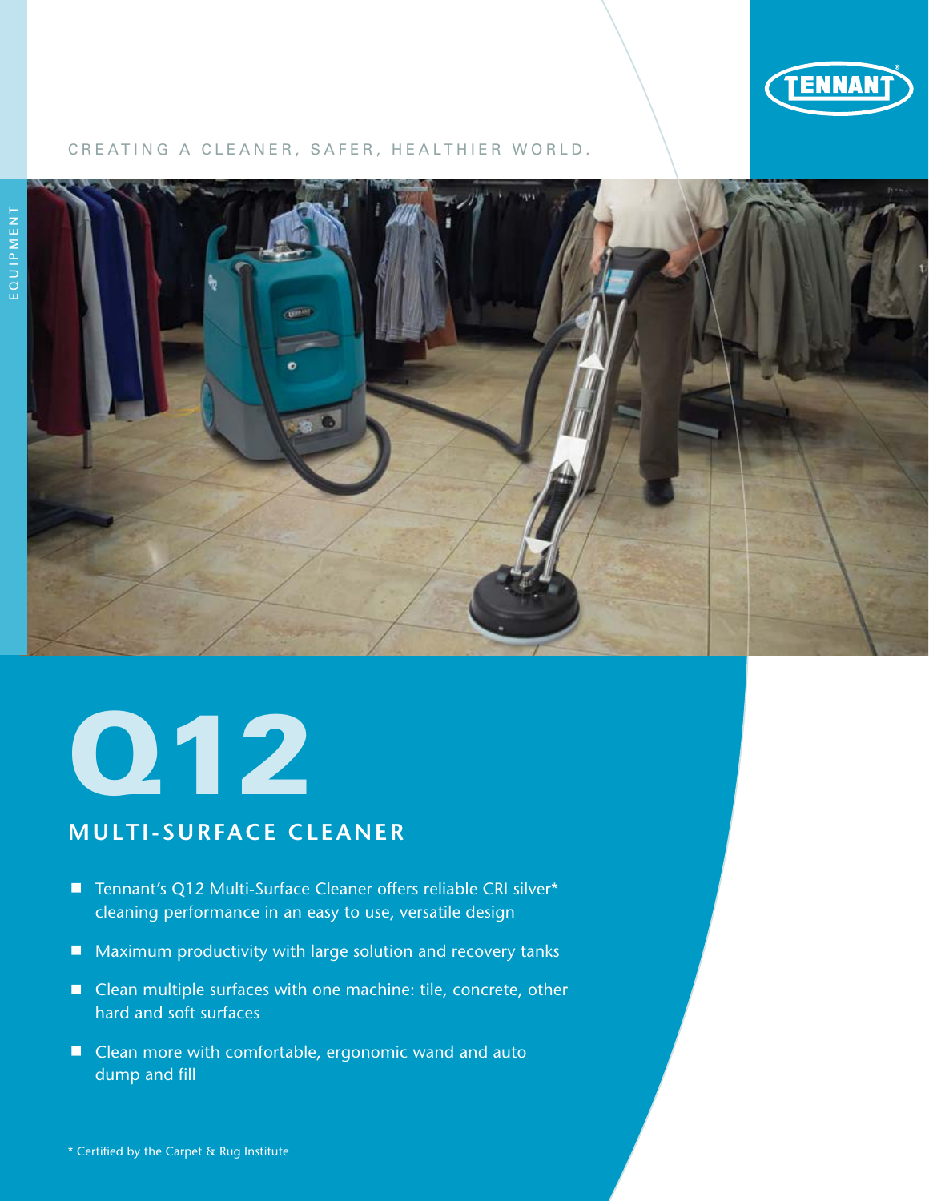CREATING A CLEANER, SAFER, HEALTHIER WORLD.

EQUIPMENT

# Q12

## MULTI-SURFACE CLEANER

- Tennant's Q12 Multi-Surface Cleaner offers reliable CRI silver* cleaning performance in an easy to use, versatile design
- Maximum productivity with large solution and recovery tanks
- Clean multiple surfaces with one machine: tile, concrete, other hard and soft surfaces
- Clean more with comfortable, ergonomic wand and auto dump and fill

* Certified by the Carpet & Rug Institute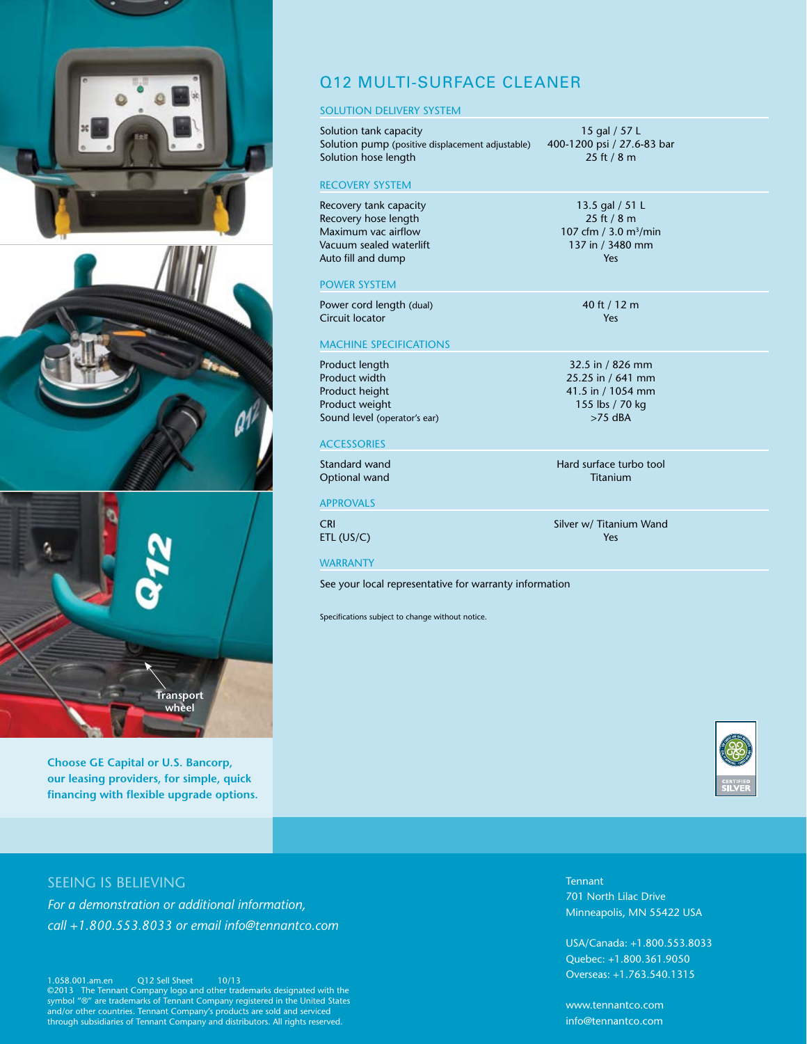Transport wheel

Choose GE Capital or U.S. Bancorp, our leasing providers, for simple, quick financing with flexible upgrade options.

# Q12 MULTI-SURFACE CLEANER

## SOLUTION DELIVERY SYSTEM

| | |
|---|---|
| Solution tank capacity | 15 gal / 57 L |
| Solution pump (positive displacement adjustable) | 400-1200 psi / 27.6-83 bar |
| Solution hose length | 25 ft / 8 m |

## RECOVERY SYSTEM

| | |
|---|---|
| Recovery tank capacity | 13.5 gal / 51 L |
| Recovery hose length | 25 ft / 8 m |
| Maximum vac airflow | 107 cfm / 3.0 $m^3$/min |
| Vacuum sealed waterlift | 137 in / 3480 mm |
| Auto fill and dump | Yes |

## POWER SYSTEM

| | |
|---|---|
| Power cord length (dual) | 40 ft / 12 m |
| Circuit locator | Yes |

## MACHINE SPECIFICATIONS

| | |
|---|---|
| Product length | 32.5 in / 826 mm |
| Product width | 25.25 in / 641 mm |
| Product height | 41.5 in / 1054 mm |
| Product weight | 155 lbs / 70 kg |
| Sound level (operator's ear) | >75 dBA |

## ACCESSORIES

| | |
|---|---|
| Standard wand | Hard surface turbo tool |
| Optional wand | Titanium |

## APPROVALS

| | |
|---|---|
| CRI | Silver w/ Titanium Wand |
| ETL (US/C) | Yes |

## WARRANTY

See your local representative for warranty information

Specifications subject to change without notice.

CERTIFIED SILVER

## SEEING IS BELIEVING

*For a demonstration or additional information, call +1.800.553.8033 or email info@tennantco.com*

1.058.001.am.en Q12 Sell Sheet 10/13
©2013 The Tennant Company logo and other trademarks designated with the symbol "®" are trademarks of Tennant Company registered in the United States and/or other countries. Tennant Company's products are sold and serviced through subsidiaries of Tennant Company and distributors. All rights reserved.

Tennant
701 North Lilac Drive
Minneapolis, MN 55422 USA

USA/Canada: +1.800.553.8033
Quebec: +1.800.361.9050
Overseas: +1.763.540.1315

www.tennantco.com
info@tennantco.com